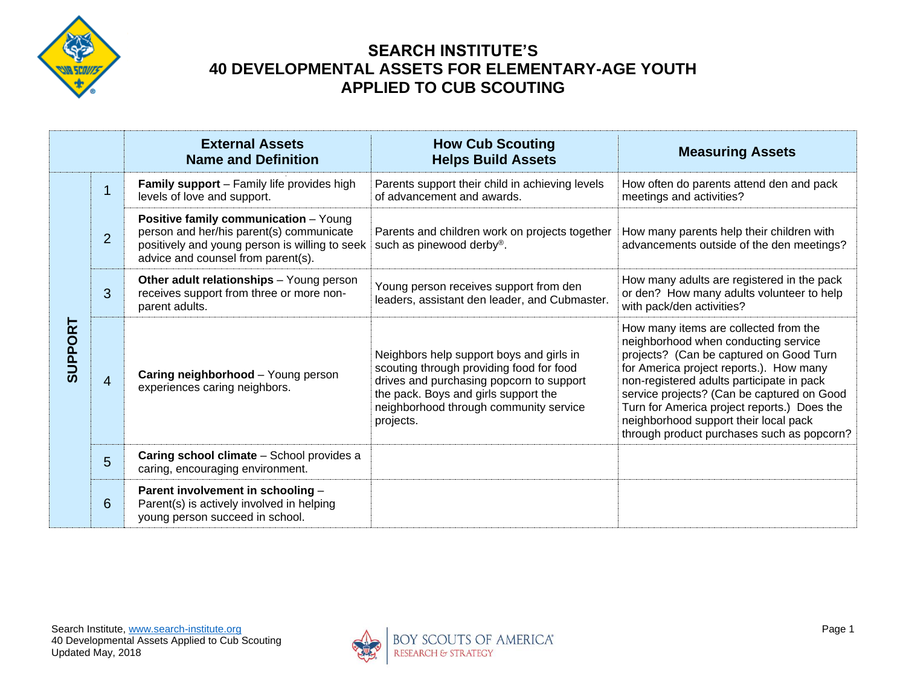# SEARCH INSTITUTE'S
# 40 DEVELOPMENTAL ASSETS FOR ELEMENTARY-AGE YOUTH
# APPLIED TO CUB SCOUTING

| | | External Assets Name and Definition | How Cub Scouting Helps Build Assets | Measuring Assets |
|---|---|---|---|---|
| SUPPORT | 1 | **Family support** – Family life provides high levels of love and support. | Parents support their child in achieving levels of advancement and awards. | How often do parents attend den and pack meetings and activities? |
| | 2 | **Positive family communication** – Young person and her/his parent(s) communicate positively and young person is willing to seek advice and counsel from parent(s). | Parents and children work on projects together such as pinewood derby®. | How many parents help their children with advancements outside of the den meetings? |
| | 3 | **Other adult relationships** – Young person receives support from three or more non-parent adults. | Young person receives support from den leaders, assistant den leader, and Cubmaster. | How many adults are registered in the pack or den? How many adults volunteer to help with pack/den activities? |
| | 4 | **Caring neighborhood** – Young person experiences caring neighbors. | Neighbors help support boys and girls in scouting through providing food for food drives and purchasing popcorn to support the pack. Boys and girls support the neighborhood through community service projects. | How many items are collected from the neighborhood when conducting service projects? (Can be captured on Good Turn for America project reports.). How many non-registered adults participate in pack service projects? (Can be captured on Good Turn for America project reports.) Does the neighborhood support their local pack through product purchases such as popcorn? |
| | 5 | **Caring school climate** – School provides a caring, encouraging environment. | | |
| | 6 | **Parent involvement in schooling** – Parent(s) is actively involved in helping young person succeed in school. | | |

Search Institute, www.search-institute.org
40 Developmental Assets Applied to Cub Scouting
Updated May, 2018

BOY SCOUTS OF AMERICA®
RESEARCH & STRATEGY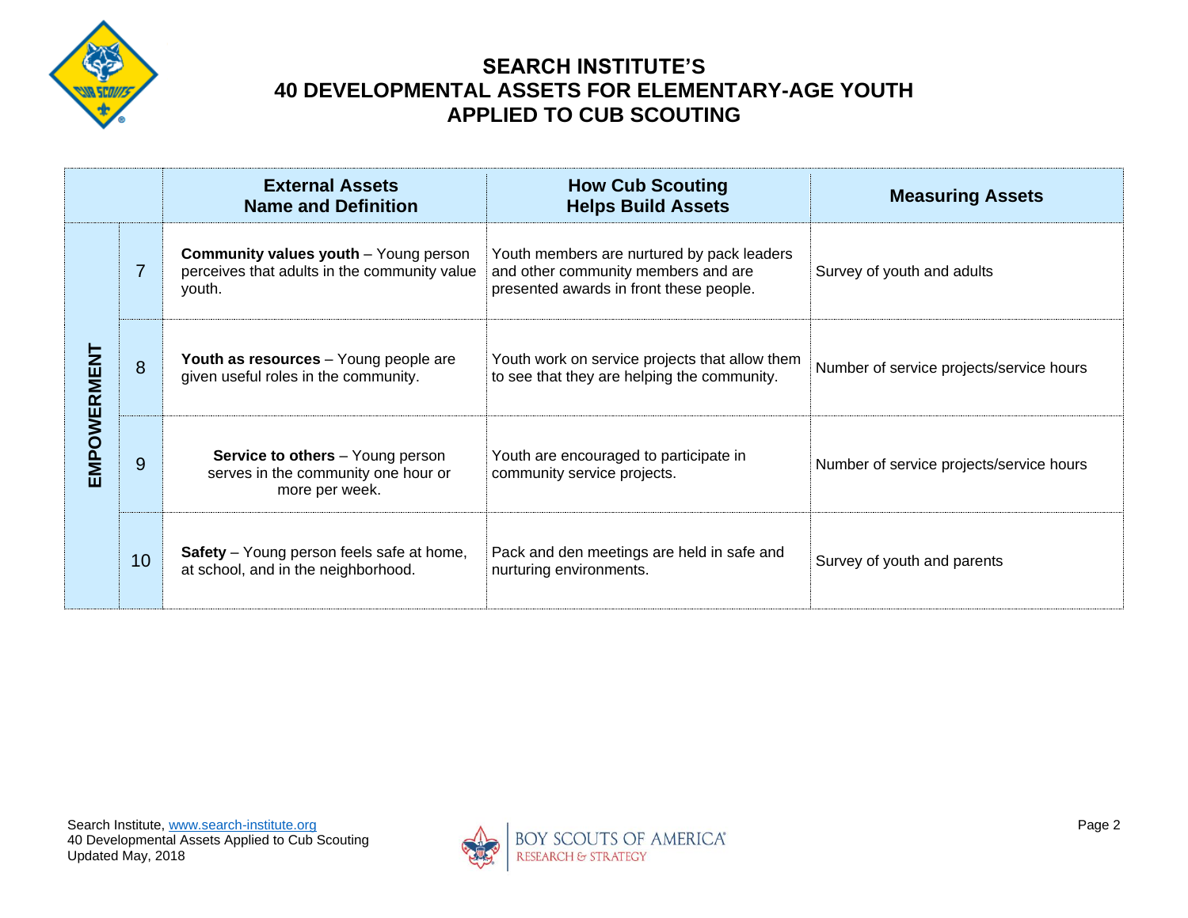# SEARCH INSTITUTE'S
# 40 DEVELOPMENTAL ASSETS FOR ELEMENTARY-AGE YOUTH
# APPLIED TO CUB SCOUTING

| | | External Assets Name and Definition | How Cub Scouting Helps Build Assets | Measuring Assets |
|---|---|---|---|---|
| EMPOWERMENT | 7 | **Community values youth** – Young person perceives that adults in the community value youth. | Youth members are nurtured by pack leaders and other community members and are presented awards in front these people. | Survey of youth and adults |
| | 8 | **Youth as resources** – Young people are given useful roles in the community. | Youth work on service projects that allow them to see that they are helping the community. | Number of service projects/service hours |
| | 9 | **Service to others** – Young person serves in the community one hour or more per week. | Youth are encouraged to participate in community service projects. | Number of service projects/service hours |
| | 10 | **Safety** – Young person feels safe at home, at school, and in the neighborhood. | Pack and den meetings are held in safe and nurturing environments. | Survey of youth and parents |

Search Institute, www.search-institute.org
40 Developmental Assets Applied to Cub Scouting
Updated May, 2018

BOY SCOUTS OF AMERICA
RESEARCH & STRATEGY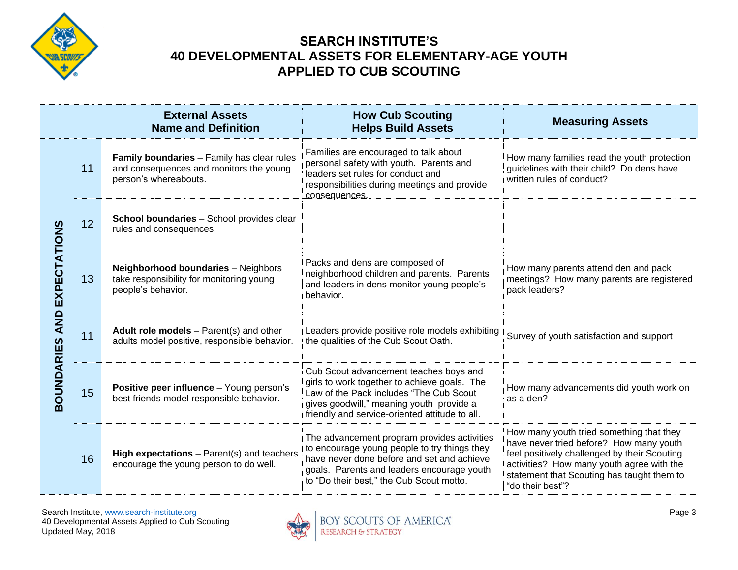# SEARCH INSTITUTE'S 40 DEVELOPMENTAL ASSETS FOR ELEMENTARY-AGE YOUTH APPLIED TO CUB SCOUTING

| | | External Assets Name and Definition | How Cub Scouting Helps Build Assets | Measuring Assets |
|---|---|---|---|---|
| BOUNDARIES AND EXPECTATIONS | 11 | **Family boundaries** – Family has clear rules and consequences and monitors the young person's whereabouts. | Families are encouraged to talk about personal safety with youth. Parents and leaders set rules for conduct and responsibilities during meetings and provide consequences. | How many families read the youth protection guidelines with their child? Do dens have written rules of conduct? |
| | 12 | **School boundaries** – School provides clear rules and consequences. | | |
| | 13 | **Neighborhood boundaries** – Neighbors take responsibility for monitoring young people's behavior. | Packs and dens are composed of neighborhood children and parents. Parents and leaders in dens monitor young people's behavior. | How many parents attend den and pack meetings? How many parents are registered pack leaders? |
| | 11 | **Adult role models** – Parent(s) and other adults model positive, responsible behavior. | Leaders provide positive role models exhibiting the qualities of the Cub Scout Oath. | Survey of youth satisfaction and support |
| | 15 | **Positive peer influence** – Young person's best friends model responsible behavior. | Cub Scout advancement teaches boys and girls to work together to achieve goals. The Law of the Pack includes "The Cub Scout gives goodwill," meaning youth provide a friendly and service-oriented attitude to all. | How many advancements did youth work on as a den? |
| | 16 | **High expectations** – Parent(s) and teachers encourage the young person to do well. | The advancement program provides activities to encourage young people to try things they have never done before and set and achieve goals. Parents and leaders encourage youth to "Do their best," the Cub Scout motto. | How many youth tried something that they have never tried before? How many youth feel positively challenged by their Scouting activities? How many youth agree with the statement that Scouting has taught them to "do their best"? |

Search Institute, www.search-institute.org
40 Developmental Assets Applied to Cub Scouting
Updated May, 2018

BOY SCOUTS OF AMERICA
RESEARCH & STRATEGY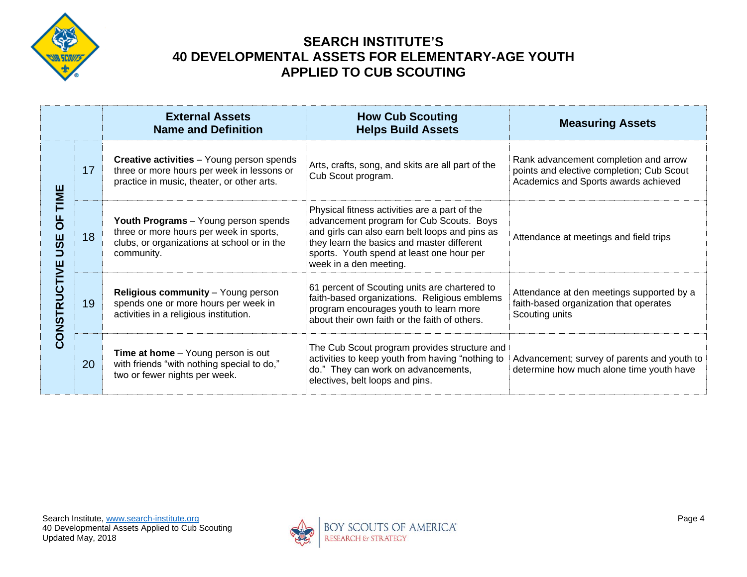# SEARCH INSTITUTE'S
# 40 DEVELOPMENTAL ASSETS FOR ELEMENTARY-AGE YOUTH
# APPLIED TO CUB SCOUTING

| | | External Assets Name and Definition | How Cub Scouting Helps Build Assets | Measuring Assets |
|---|---|---|---|---|
| **CONSTRUCTIVE USE OF TIME** | 17 | **Creative activities** – Young person spends three or more hours per week in lessons or practice in music, theater, or other arts. | Arts, crafts, song, and skits are all part of the Cub Scout program. | Rank advancement completion and arrow points and elective completion; Cub Scout Academics and Sports awards achieved |
| | 18 | **Youth Programs** – Young person spends three or more hours per week in sports, clubs, or organizations at school or in the community. | Physical fitness activities are a part of the advancement program for Cub Scouts. Boys and girls can also earn belt loops and pins as they learn the basics and master different sports. Youth spend at least one hour per week in a den meeting. | Attendance at meetings and field trips |
| | 19 | **Religious community** – Young person spends one or more hours per week in activities in a religious institution. | 61 percent of Scouting units are chartered to faith-based organizations. Religious emblems program encourages youth to learn more about their own faith or the faith of others. | Attendance at den meetings supported by a faith-based organization that operates Scouting units |
| | 20 | **Time at home** – Young person is out with friends "with nothing special to do," two or fewer nights per week. | The Cub Scout program provides structure and activities to keep youth from having "nothing to do." They can work on advancements, electives, belt loops and pins. | Advancement; survey of parents and youth to determine how much alone time youth have |

Search Institute, www.search-institute.org
40 Developmental Assets Applied to Cub Scouting
Updated May, 2018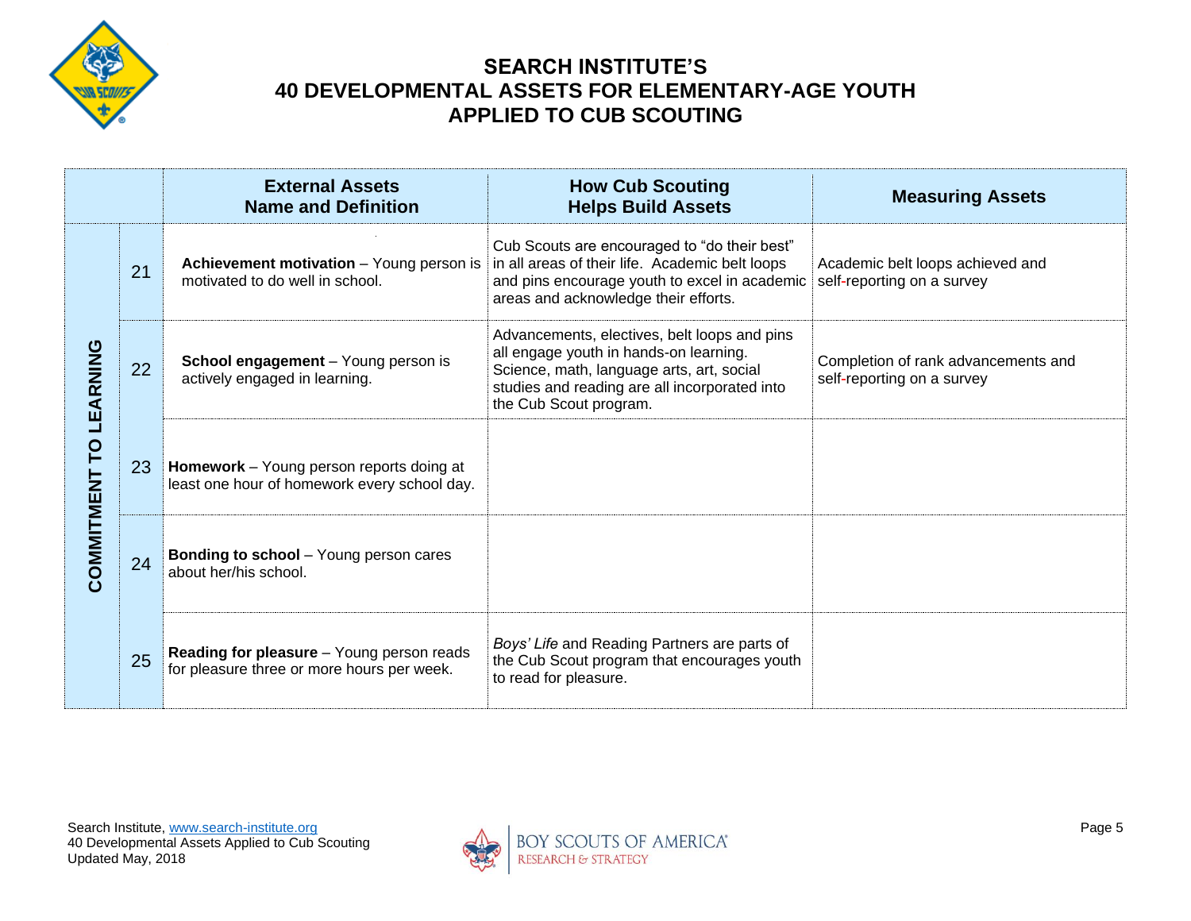# SEARCH INSTITUTE'S
# 40 DEVELOPMENTAL ASSETS FOR ELEMENTARY-AGE YOUTH
# APPLIED TO CUB SCOUTING

| | | External Assets Name and Definition | How Cub Scouting Helps Build Assets | Measuring Assets |
|---|---|---|---|---|
| COMMITMENT TO LEARNING | 21 | **Achievement motivation** – Young person is motivated to do well in school. | Cub Scouts are encouraged to "do their best" in all areas of their life. Academic belt loops and pins encourage youth to excel in academic areas and acknowledge their efforts. | Academic belt loops achieved and self-reporting on a survey |
| | 22 | **School engagement** – Young person is actively engaged in learning. | Advancements, electives, belt loops and pins all engage youth in hands-on learning. Science, math, language arts, art, social studies and reading are all incorporated into the Cub Scout program. | Completion of rank advancements and self-reporting on a survey |
| | 23 | **Homework** – Young person reports doing at least one hour of homework every school day. | | |
| | 24 | **Bonding to school** – Young person cares about her/his school. | | |
| | 25 | **Reading for pleasure** – Young person reads for pleasure three or more hours per week. | *Boys' Life* and Reading Partners are parts of the Cub Scout program that encourages youth to read for pleasure. | |

Search Institute, www.search-institute.org
40 Developmental Assets Applied to Cub Scouting
Updated May, 2018

BOY SCOUTS OF AMERICA
RESEARCH & STRATEGY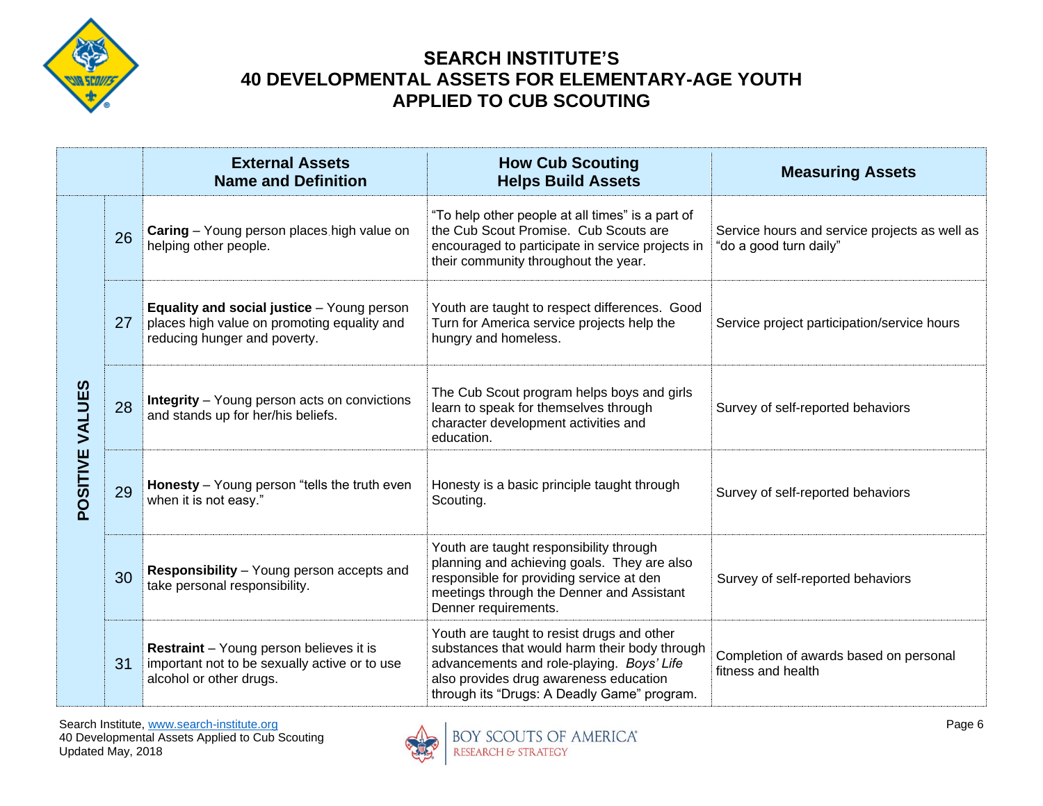# SEARCH INSTITUTE'S
# 40 DEVELOPMENTAL ASSETS FOR ELEMENTARY-AGE YOUTH
# APPLIED TO CUB SCOUTING

| | | External Assets Name and Definition | How Cub Scouting Helps Build Assets | Measuring Assets |
|---|---|---|---|---|
| POSITIVE VALUES | 26 | **Caring** – Young person places high value on helping other people. | "To help other people at all times" is a part of the Cub Scout Promise. Cub Scouts are encouraged to participate in service projects in their community throughout the year. | Service hours and service projects as well as "do a good turn daily" |
| | 27 | **Equality and social justice** – Young person places high value on promoting equality and reducing hunger and poverty. | Youth are taught to respect differences. Good Turn for America service projects help the hungry and homeless. | Service project participation/service hours |
| | 28 | **Integrity** – Young person acts on convictions and stands up for her/his beliefs. | The Cub Scout program helps boys and girls learn to speak for themselves through character development activities and education. | Survey of self-reported behaviors |
| | 29 | **Honesty** – Young person "tells the truth even when it is not easy." | Honesty is a basic principle taught through Scouting. | Survey of self-reported behaviors |
| | 30 | **Responsibility** – Young person accepts and take personal responsibility. | Youth are taught responsibility through planning and achieving goals. They are also responsible for providing service at den meetings through the Denner and Assistant Denner requirements. | Survey of self-reported behaviors |
| | 31 | **Restraint** – Young person believes it is important not to be sexually active or to use alcohol or other drugs. | Youth are taught to resist drugs and other substances that would harm their body through advancements and role-playing. *Boys' Life* also provides drug awareness education through its "Drugs: A Deadly Game" program. | Completion of awards based on personal fitness and health |

Search Institute, www.search-institute.org
40 Developmental Assets Applied to Cub Scouting
Updated May, 2018

BOY SCOUTS OF AMERICA
RESEARCH & STRATEGY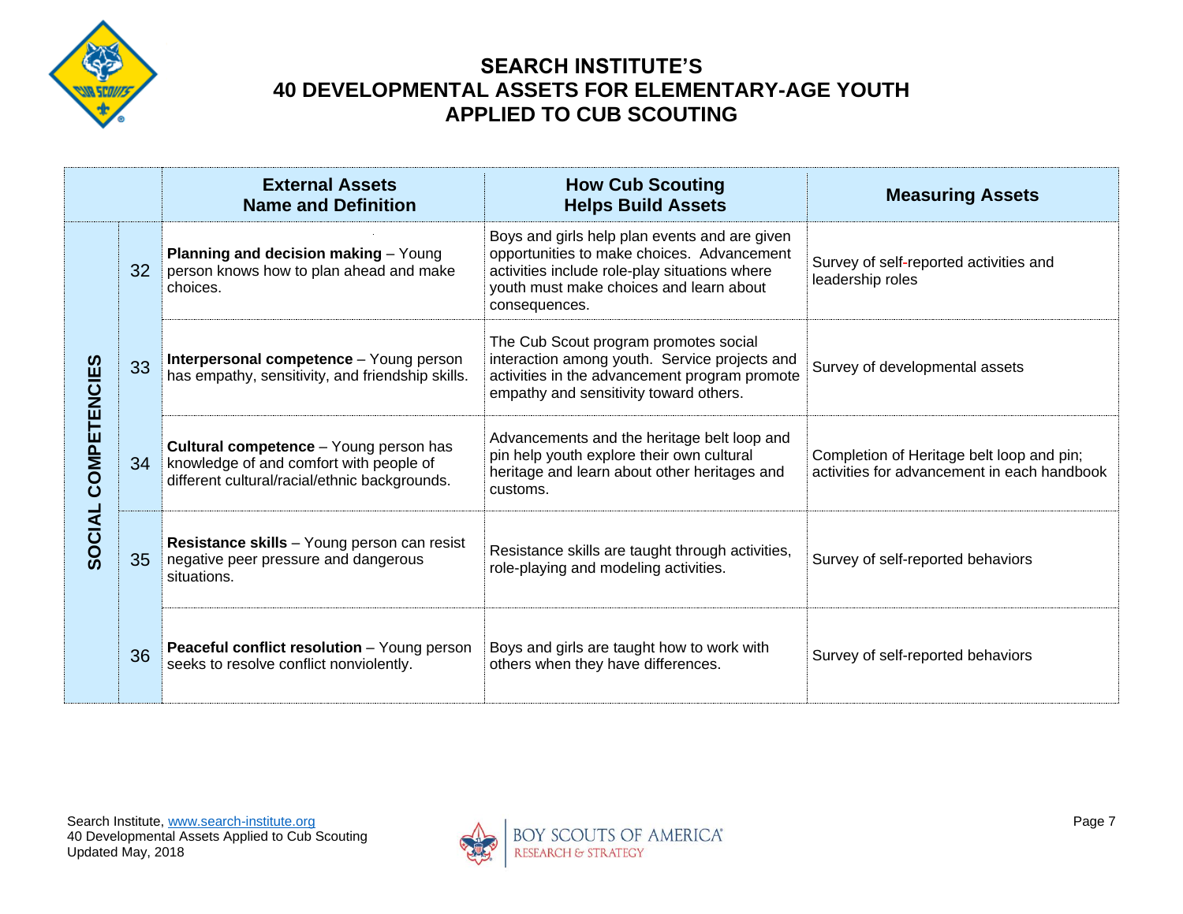# SEARCH INSTITUTE'S
# 40 DEVELOPMENTAL ASSETS FOR ELEMENTARY-AGE YOUTH
# APPLIED TO CUB SCOUTING

| | | External Assets Name and Definition | How Cub Scouting Helps Build Assets | Measuring Assets |
|---|---|---|---|---|
| SOCIAL COMPETENCIES | 32 | **Planning and decision making** – Young person knows how to plan ahead and make choices. | Boys and girls help plan events and are given opportunities to make choices. Advancement activities include role-play situations where youth must make choices and learn about consequences. | Survey of self-reported activities and leadership roles |
| | 33 | **Interpersonal competence** – Young person has empathy, sensitivity, and friendship skills. | The Cub Scout program promotes social interaction among youth. Service projects and activities in the advancement program promote empathy and sensitivity toward others. | Survey of developmental assets |
| | 34 | **Cultural competence** – Young person has knowledge of and comfort with people of different cultural/racial/ethnic backgrounds. | Advancements and the heritage belt loop and pin help youth explore their own cultural heritage and learn about other heritages and customs. | Completion of Heritage belt loop and pin; activities for advancement in each handbook |
| | 35 | **Resistance skills** – Young person can resist negative peer pressure and dangerous situations. | Resistance skills are taught through activities, role-playing and modeling activities. | Survey of self-reported behaviors |
| | 36 | **Peaceful conflict resolution** – Young person seeks to resolve conflict nonviolently. | Boys and girls are taught how to work with others when they have differences. | Survey of self-reported behaviors |

Search Institute, www.search-institute.org
40 Developmental Assets Applied to Cub Scouting
Updated May, 2018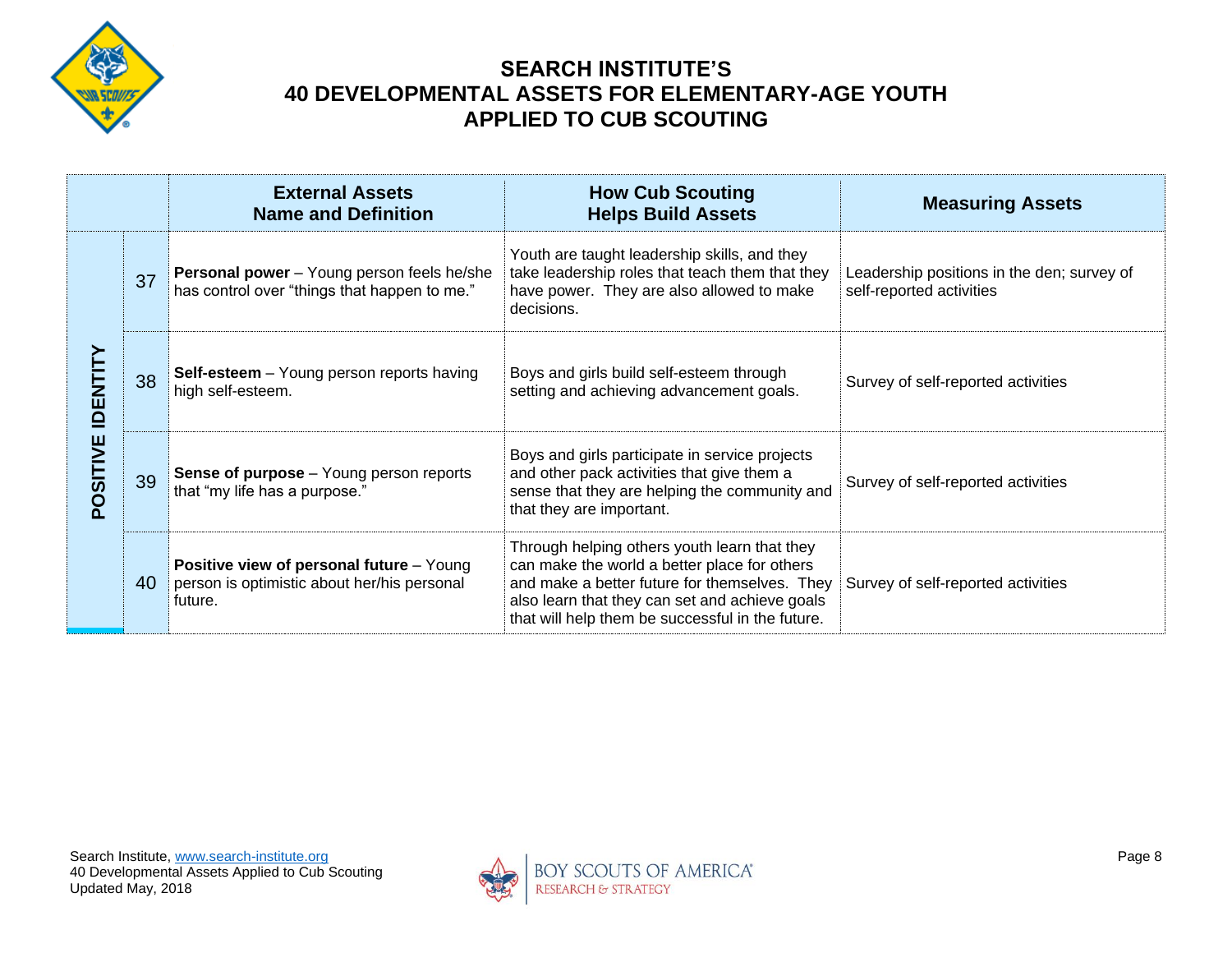# SEARCH INSTITUTE'S
# 40 DEVELOPMENTAL ASSETS FOR ELEMENTARY-AGE YOUTH
# APPLIED TO CUB SCOUTING

| | | External Assets Name and Definition | How Cub Scouting Helps Build Assets | Measuring Assets |
|---|---|---|---|---|
| POSITIVE IDENTITY | 37 | **Personal power** – Young person feels he/she has control over "things that happen to me." | Youth are taught leadership skills, and they take leadership roles that teach them that they have power. They are also allowed to make decisions. | Leadership positions in the den; survey of self-reported activities |
| | 38 | **Self-esteem** – Young person reports having high self-esteem. | Boys and girls build self-esteem through setting and achieving advancement goals. | Survey of self-reported activities |
| | 39 | **Sense of purpose** – Young person reports that "my life has a purpose." | Boys and girls participate in service projects and other pack activities that give them a sense that they are helping the community and that they are important. | Survey of self-reported activities |
| | 40 | **Positive view of personal future** – Young person is optimistic about her/his personal future. | Through helping others youth learn that they can make the world a better place for others and make a better future for themselves. They also learn that they can set and achieve goals that will help them be successful in the future. | Survey of self-reported activities |

Search Institute, www.search-institute.org
40 Developmental Assets Applied to Cub Scouting
Updated May, 2018

BOY SCOUTS OF AMERICA®
RESEARCH & STRATEGY